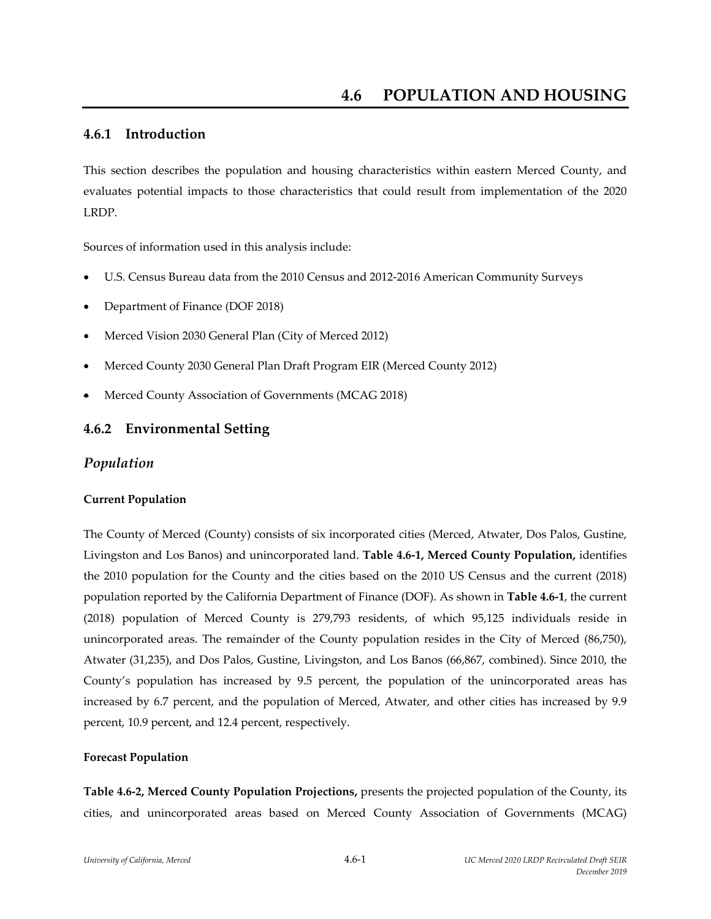# 4.6 POPULATION AND HOUSING

## 4.6.1 Introduction

This section describes the population and housing characteristics within eastern Merced County, and evaluates potential impacts to those characteristics that could result from implementation of the 2020 LRDP.

Sources of information used in this analysis include:

- U.S. Census Bureau data from the 2010 Census and 2012-2016 American Community Surveys
- Department of Finance (DOF 2018)
- Merced Vision 2030 General Plan (City of Merced 2012)
- Merced County 2030 General Plan Draft Program EIR (Merced County 2012)
- Merced County Association of Governments (MCAG 2018)

## 4.6.2 Environmental Setting

### *Population*

#### Current Population

The County of Merced (County) consists of six incorporated cities (Merced, Atwater, Dos Palos, Gustine, Livingston and Los Banos) and unincorporated land. **Table 4.6-1, Merced County Population,** identifies the 2010 population for the County and the cities based on the 2010 US Census and the current (2018) population reported by the California Department of Finance (DOF). As shown in **Table 4.6-1**, the current (2018) population of Merced County is 279,793 residents, of which 95,125 individuals reside in unincorporated areas. The remainder of the County population resides in the City of Merced (86,750), Atwater (31,235), and Dos Palos, Gustine, Livingston, and Los Banos (66,867, combined). Since 2010, the County's population has increased by 9.5 percent, the population of the unincorporated areas has increased by 6.7 percent, and the population of Merced, Atwater, and other cities has increased by 9.9 percent, 10.9 percent, and 12.4 percent, respectively.

#### Forecast Population

**Table 4.6-2, Merced County Population Projections,** presents the projected population of the County, its cities, and unincorporated areas based on Merced County Association of Governments (MCAG)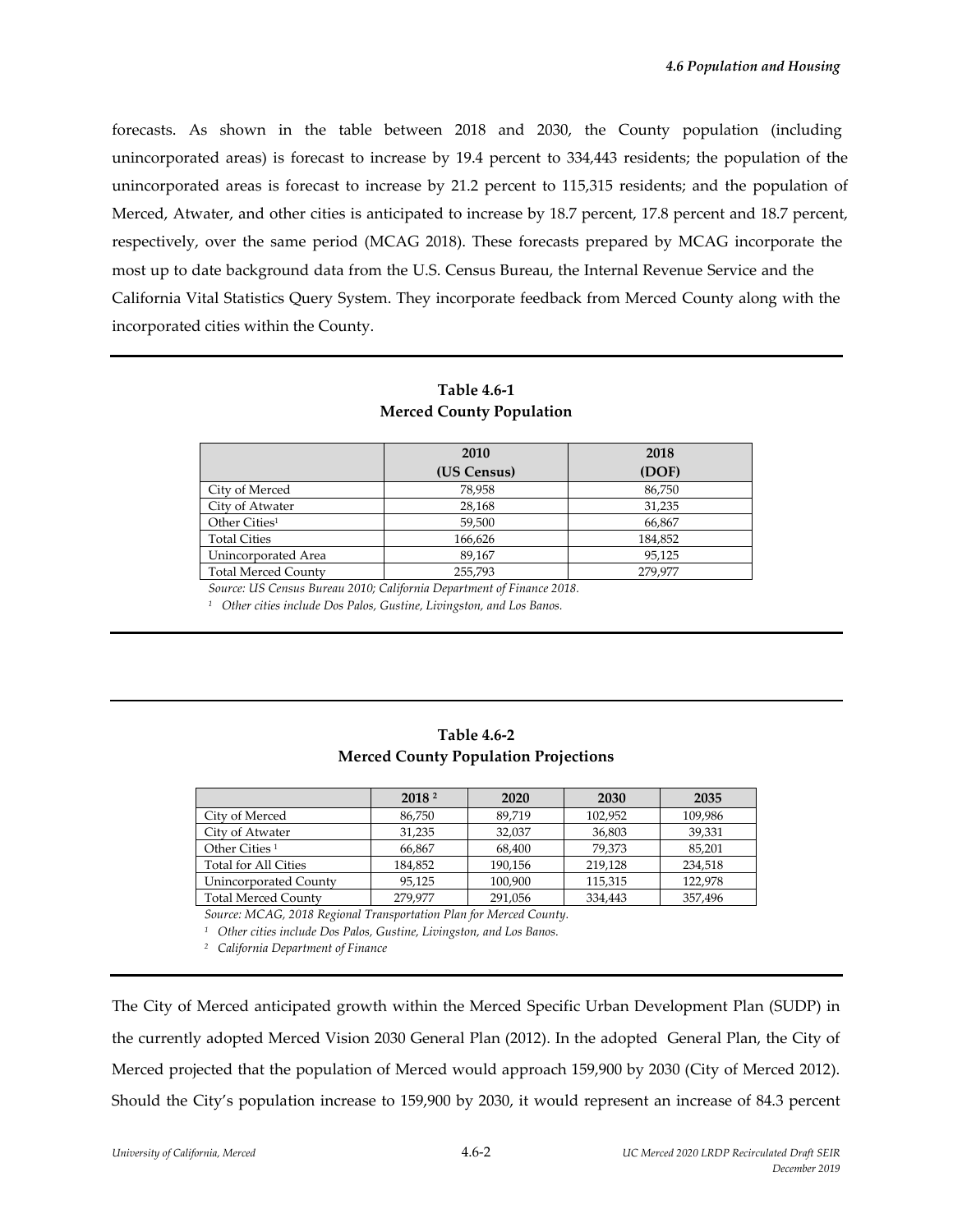forecasts. As shown in the table between 2018 and 2030, the County population (including unincorporated areas) is forecast to increase by 19.4 percent to 334,443 residents; the population of the unincorporated areas is forecast to increase by 21.2 percent to 115,315 residents; and the population of Merced, Atwater, and other cities is anticipated to increase by 18.7 percent, 17.8 percent and 18.7 percent, respectively, over the same period (MCAG 2018). These forecasts prepared by MCAG incorporate the most up to date background data from the U.S. Census Bureau, the Internal Revenue Service and the California Vital Statistics Query System. They incorporate feedback from Merced County along with the incorporated cities within the County.

**Table 4.6-1**
**Merced County Population**

| | 2010 (US Census) | 2018 (DOF) |
|---|---|---|
| City of Merced | 78,958 | 86,750 |
| City of Atwater | 28,168 | 31,235 |
| Other Cities[1] | 59,500 | 66,867 |
| Total Cities | 166,626 | 184,852 |
| Unincorporated Area | 89,167 | 95,125 |
| Total Merced County | 255,793 | 279,977 |

*Source: US Census Bureau 2010; California Department of Finance 2018.*

*[1] Other cities include Dos Palos, Gustine, Livingston, and Los Banos.*

**Table 4.6-2**
**Merced County Population Projections**

| | 2018 [2] | 2020 | 2030 | 2035 |
|---|---|---|---|---|
| City of Merced | 86,750 | 89,719 | 102,952 | 109,986 |
| City of Atwater | 31,235 | 32,037 | 36,803 | 39,331 |
| Other Cities [1] | 66,867 | 68,400 | 79,373 | 85,201 |
| Total for All Cities | 184,852 | 190,156 | 219,128 | 234,518 |
| Unincorporated County | 95,125 | 100,900 | 115,315 | 122,978 |
| Total Merced County | 279,977 | 291,056 | 334,443 | 357,496 |

*Source: MCAG, 2018 Regional Transportation Plan for Merced County.*

*[1] Other cities include Dos Palos, Gustine, Livingston, and Los Banos.*

*[2] California Department of Finance*

The City of Merced anticipated growth within the Merced Specific Urban Development Plan (SUDP) in the currently adopted Merced Vision 2030 General Plan (2012). In the adopted General Plan, the City of Merced projected that the population of Merced would approach 159,900 by 2030 (City of Merced 2012). Should the City's population increase to 159,900 by 2030, it would represent an increase of 84.3 percent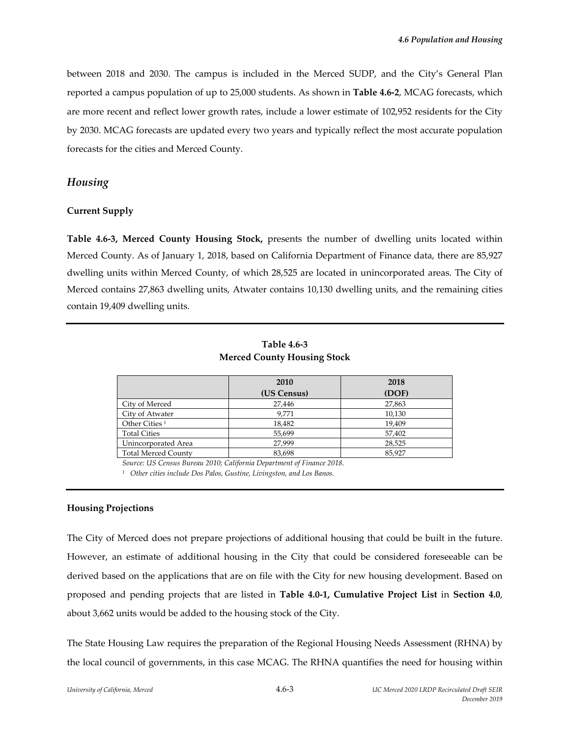between 2018 and 2030. The campus is included in the Merced SUDP, and the City's General Plan reported a campus population of up to 25,000 students. As shown in **Table 4.6-2**, MCAG forecasts, which are more recent and reflect lower growth rates, include a lower estimate of 102,952 residents for the City by 2030. MCAG forecasts are updated every two years and typically reflect the most accurate population forecasts for the cities and Merced County.

## *Housing*

### Current Supply

**Table 4.6-3, Merced County Housing Stock,** presents the number of dwelling units located within Merced County. As of January 1, 2018, based on California Department of Finance data, there are 85,927 dwelling units within Merced County, of which 28,525 are located in unincorporated areas. The City of Merced contains 27,863 dwelling units, Atwater contains 10,130 dwelling units, and the remaining cities contain 19,409 dwelling units.

**Table 4.6-3**
**Merced County Housing Stock**

| | 2010 (US Census) | 2018 (DOF) |
|---|---|---|
| City of Merced | 27,446 | 27,863 |
| City of Atwater | 9,771 | 10,130 |
| Other Cities [1] | 18,482 | 19,409 |
| Total Cities | 55,699 | 57,402 |
| Unincorporated Area | 27,999 | 28,525 |
| Total Merced County | 83,698 | 85,927 |

*Source: US Census Bureau 2010; California Department of Finance 2018.*

[1] *Other cities include Dos Palos, Gustine, Livingston, and Los Banos.*

### Housing Projections

The City of Merced does not prepare projections of additional housing that could be built in the future. However, an estimate of additional housing in the City that could be considered foreseeable can be derived based on the applications that are on file with the City for new housing development. Based on proposed and pending projects that are listed in **Table 4.0-1, Cumulative Project List** in **Section 4.0**, about 3,662 units would be added to the housing stock of the City.

The State Housing Law requires the preparation of the Regional Housing Needs Assessment (RHNA) by the local council of governments, in this case MCAG. The RHNA quantifies the need for housing within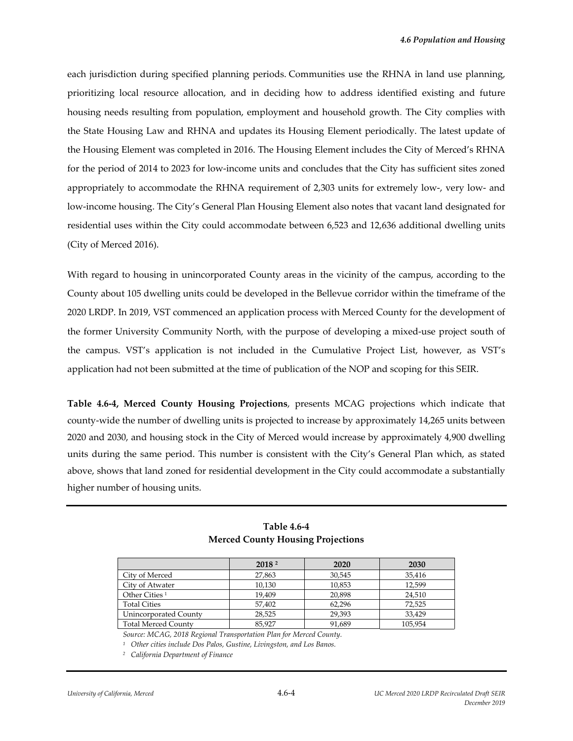each jurisdiction during specified planning periods. Communities use the RHNA in land use planning, prioritizing local resource allocation, and in deciding how to address identified existing and future housing needs resulting from population, employment and household growth. The City complies with the State Housing Law and RHNA and updates its Housing Element periodically. The latest update of the Housing Element was completed in 2016. The Housing Element includes the City of Merced's RHNA for the period of 2014 to 2023 for low-income units and concludes that the City has sufficient sites zoned appropriately to accommodate the RHNA requirement of 2,303 units for extremely low-, very low- and low-income housing. The City's General Plan Housing Element also notes that vacant land designated for residential uses within the City could accommodate between 6,523 and 12,636 additional dwelling units (City of Merced 2016).

With regard to housing in unincorporated County areas in the vicinity of the campus, according to the County about 105 dwelling units could be developed in the Bellevue corridor within the timeframe of the 2020 LRDP. In 2019, VST commenced an application process with Merced County for the development of the former University Community North, with the purpose of developing a mixed-use project south of the campus. VST's application is not included in the Cumulative Project List, however, as VST's application had not been submitted at the time of publication of the NOP and scoping for this SEIR.

**Table 4.6-4, Merced County Housing Projections**, presents MCAG projections which indicate that county-wide the number of dwelling units is projected to increase by approximately 14,265 units between 2020 and 2030, and housing stock in the City of Merced would increase by approximately 4,900 dwelling units during the same period. This number is consistent with the City's General Plan which, as stated above, shows that land zoned for residential development in the City could accommodate a substantially higher number of housing units.

**Table 4.6-4**
**Merced County Housing Projections**

| | 2018 [2] | 2020 | 2030 |
|---|---|---|---|
| City of Merced | 27,863 | 30,545 | 35,416 |
| City of Atwater | 10,130 | 10,853 | 12,599 |
| Other Cities [1] | 19,409 | 20,898 | 24,510 |
| Total Cities | 57,402 | 62,296 | 72,525 |
| Unincorporated County | 28,525 | 29,393 | 33,429 |
| Total Merced County | 85,927 | 91,689 | 105,954 |

*Source: MCAG, 2018 Regional Transportation Plan for Merced County.*

[1] *Other cities include Dos Palos, Gustine, Livingston, and Los Banos.*

[2] *California Department of Finance*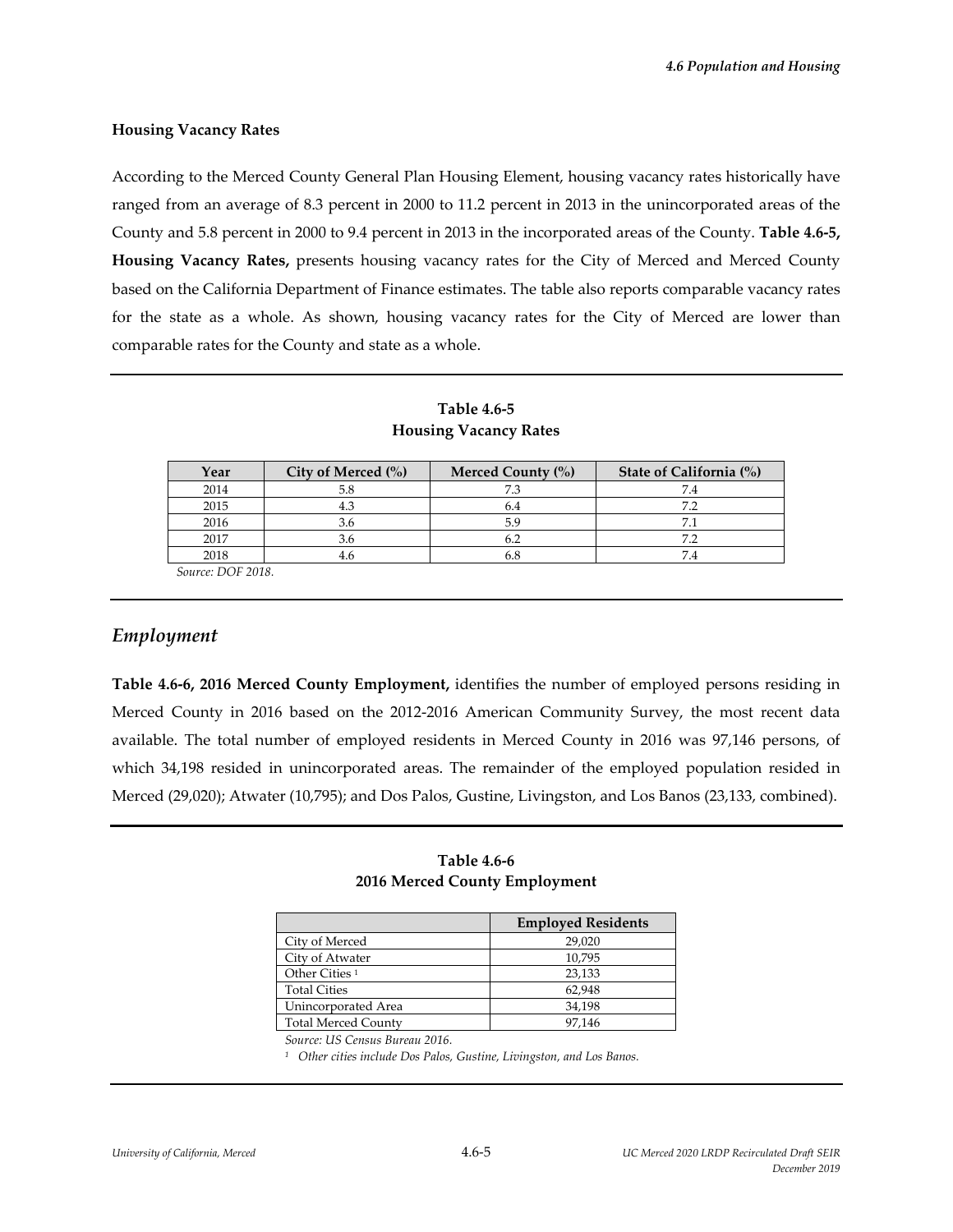### Housing Vacancy Rates

According to the Merced County General Plan Housing Element, housing vacancy rates historically have ranged from an average of 8.3 percent in 2000 to 11.2 percent in 2013 in the unincorporated areas of the County and 5.8 percent in 2000 to 9.4 percent in 2013 in the incorporated areas of the County. **Table 4.6-5, Housing Vacancy Rates,** presents housing vacancy rates for the City of Merced and Merced County based on the California Department of Finance estimates. The table also reports comparable vacancy rates for the state as a whole. As shown, housing vacancy rates for the City of Merced are lower than comparable rates for the County and state as a whole.

**Table 4.6-5**
**Housing Vacancy Rates**

| Year | City of Merced (%) | Merced County (%) | State of California (%) |
|---|---|---|---|
| 2014 | 5.8 | 7.3 | 7.4 |
| 2015 | 4.3 | 6.4 | 7.2 |
| 2016 | 3.6 | 5.9 | 7.1 |
| 2017 | 3.6 | 6.2 | 7.2 |
| 2018 | 4.6 | 6.8 | 7.4 |

*Source: DOF 2018.*

## *Employment*

**Table 4.6-6, 2016 Merced County Employment,** identifies the number of employed persons residing in Merced County in 2016 based on the 2012-2016 American Community Survey, the most recent data available. The total number of employed residents in Merced County in 2016 was 97,146 persons, of which 34,198 resided in unincorporated areas. The remainder of the employed population resided in Merced (29,020); Atwater (10,795); and Dos Palos, Gustine, Livingston, and Los Banos (23,133, combined).

**Table 4.6-6**
**2016 Merced County Employment**

| | Employed Residents |
|---|---|
| City of Merced | 29,020 |
| City of Atwater | 10,795 |
| Other Cities [1] | 23,133 |
| Total Cities | 62,948 |
| Unincorporated Area | 34,198 |
| Total Merced County | 97,146 |

*Source: US Census Bureau 2016.*

*[1] Other cities include Dos Palos, Gustine, Livingston, and Los Banos.*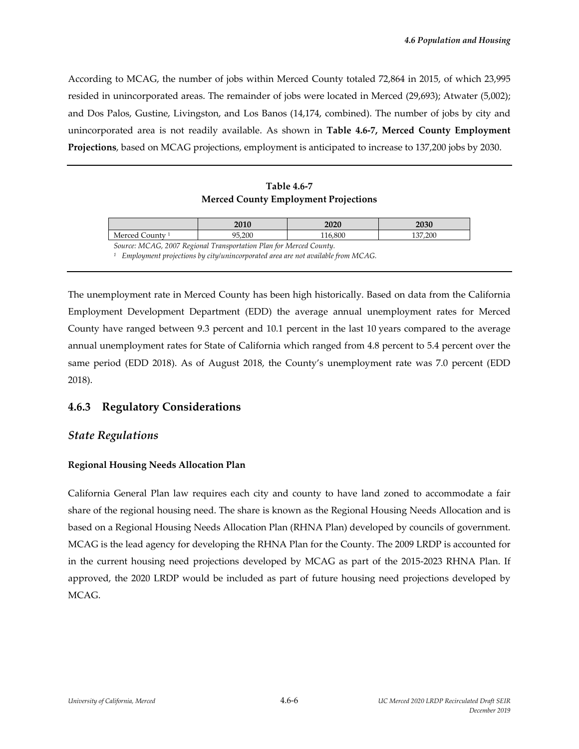According to MCAG, the number of jobs within Merced County totaled 72,864 in 2015, of which 23,995 resided in unincorporated areas. The remainder of jobs were located in Merced (29,693); Atwater (5,002); and Dos Palos, Gustine, Livingston, and Los Banos (14,174, combined). The number of jobs by city and unincorporated area is not readily available. As shown in **Table 4.6-7, Merced County Employment Projections**, based on MCAG projections, employment is anticipated to increase to 137,200 jobs by 2030.

**Table 4.6-7**
**Merced County Employment Projections**

| | 2010 | 2020 | 2030 |
|---|---|---|---|
| Merced County [1] | 95,200 | 116,800 | 137,200 |

*Source: MCAG, 2007 Regional Transportation Plan for Merced County.*

*[1] Employment projections by city/unincorporated area are not available from MCAG.*

The unemployment rate in Merced County has been high historically. Based on data from the California Employment Development Department (EDD) the average annual unemployment rates for Merced County have ranged between 9.3 percent and 10.1 percent in the last 10 years compared to the average annual unemployment rates for State of California which ranged from 4.8 percent to 5.4 percent over the same period (EDD 2018). As of August 2018, the County's unemployment rate was 7.0 percent (EDD 2018).

## 4.6.3 Regulatory Considerations

### *State Regulations*

#### Regional Housing Needs Allocation Plan

California General Plan law requires each city and county to have land zoned to accommodate a fair share of the regional housing need. The share is known as the Regional Housing Needs Allocation and is based on a Regional Housing Needs Allocation Plan (RHNA Plan) developed by councils of government. MCAG is the lead agency for developing the RHNA Plan for the County. The 2009 LRDP is accounted for in the current housing need projections developed by MCAG as part of the 2015-2023 RHNA Plan. If approved, the 2020 LRDP would be included as part of future housing need projections developed by MCAG.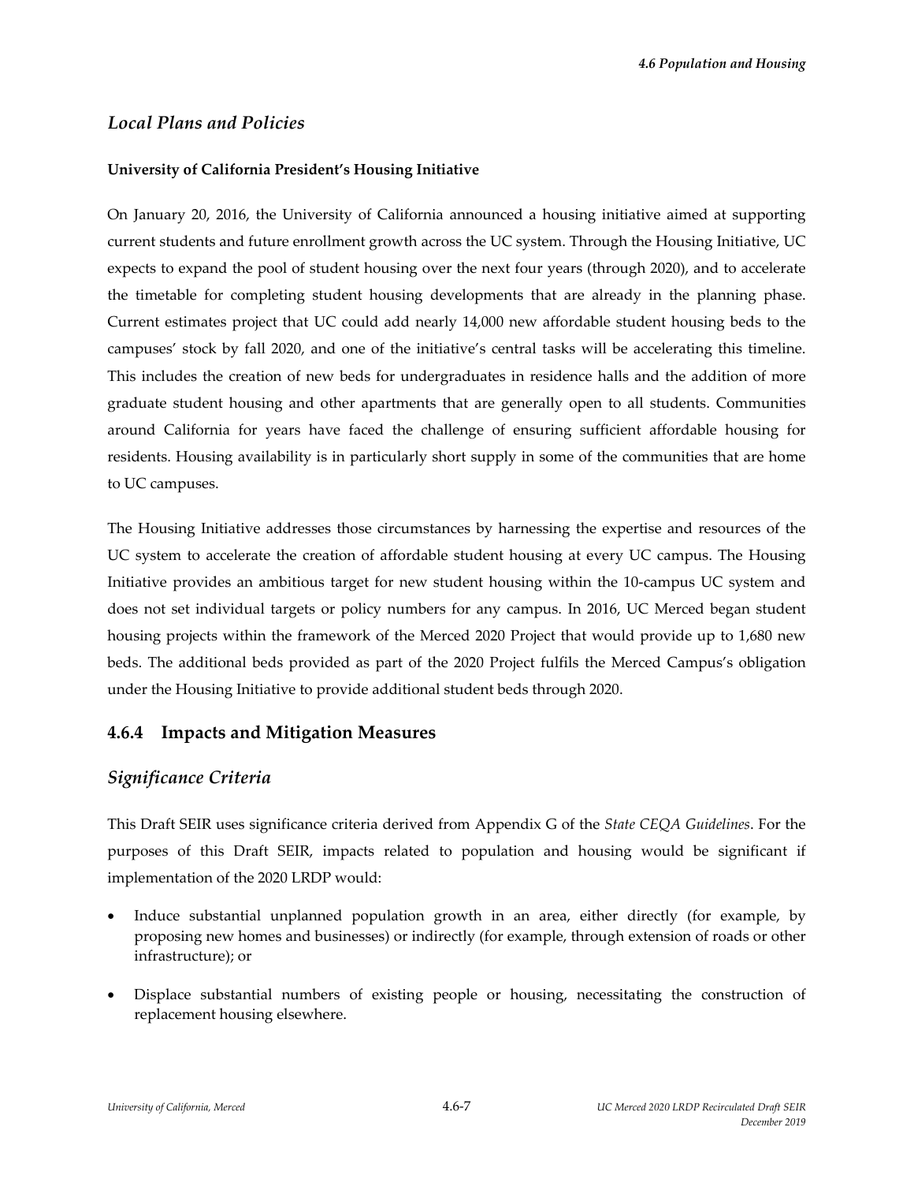## *Local Plans and Policies*

**University of California President's Housing Initiative**

On January 20, 2016, the University of California announced a housing initiative aimed at supporting current students and future enrollment growth across the UC system. Through the Housing Initiative, UC expects to expand the pool of student housing over the next four years (through 2020), and to accelerate the timetable for completing student housing developments that are already in the planning phase. Current estimates project that UC could add nearly 14,000 new affordable student housing beds to the campuses' stock by fall 2020, and one of the initiative's central tasks will be accelerating this timeline. This includes the creation of new beds for undergraduates in residence halls and the addition of more graduate student housing and other apartments that are generally open to all students. Communities around California for years have faced the challenge of ensuring sufficient affordable housing for residents. Housing availability is in particularly short supply in some of the communities that are home to UC campuses.

The Housing Initiative addresses those circumstances by harnessing the expertise and resources of the UC system to accelerate the creation of affordable student housing at every UC campus. The Housing Initiative provides an ambitious target for new student housing within the 10-campus UC system and does not set individual targets or policy numbers for any campus. In 2016, UC Merced began student housing projects within the framework of the Merced 2020 Project that would provide up to 1,680 new beds. The additional beds provided as part of the 2020 Project fulfils the Merced Campus's obligation under the Housing Initiative to provide additional student beds through 2020.

## 4.6.4 Impacts and Mitigation Measures

## *Significance Criteria*

This Draft SEIR uses significance criteria derived from Appendix G of the *State CEQA Guidelines*. For the purposes of this Draft SEIR, impacts related to population and housing would be significant if implementation of the 2020 LRDP would:

- Induce substantial unplanned population growth in an area, either directly (for example, by proposing new homes and businesses) or indirectly (for example, through extension of roads or other infrastructure); or
- Displace substantial numbers of existing people or housing, necessitating the construction of replacement housing elsewhere.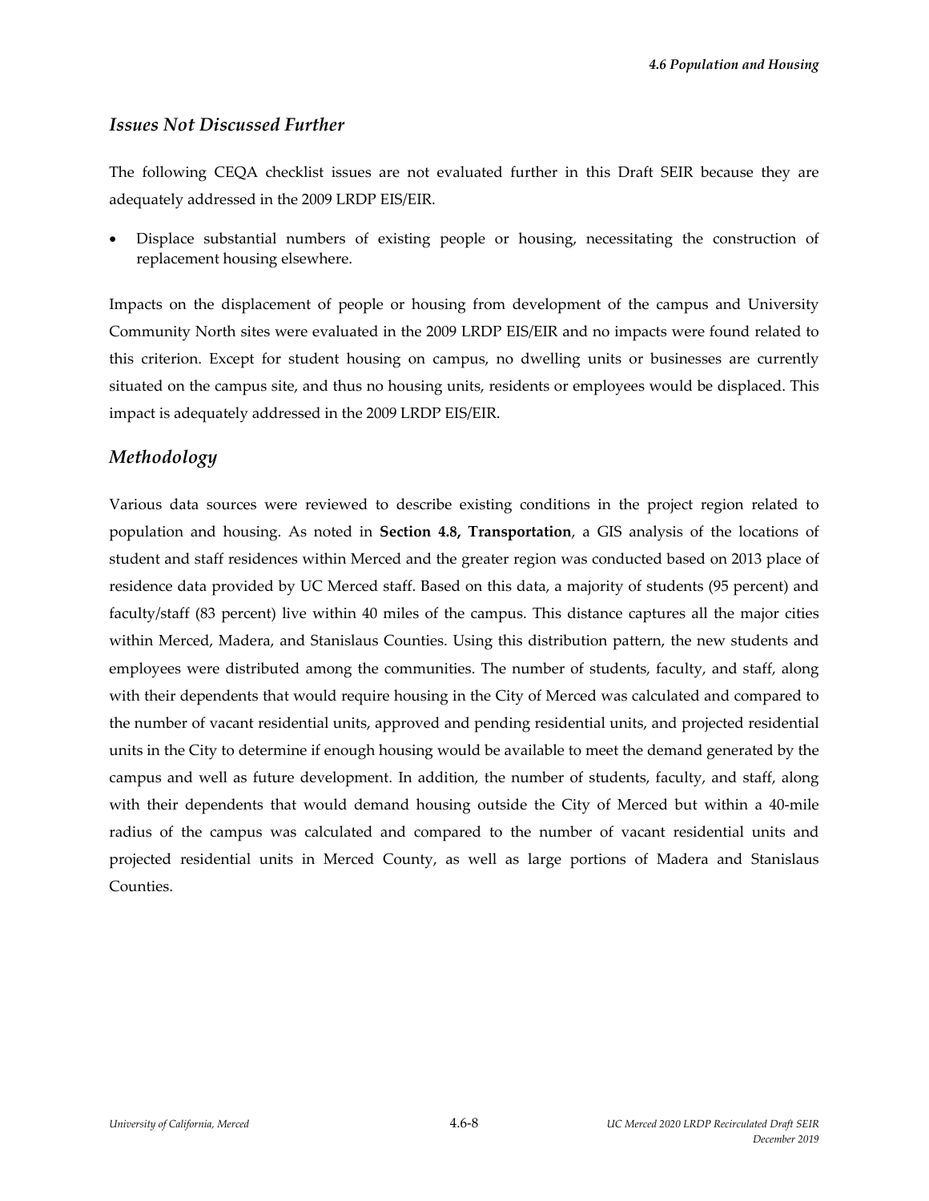### *Issues Not Discussed Further*

The following CEQA checklist issues are not evaluated further in this Draft SEIR because they are adequately addressed in the 2009 LRDP EIS/EIR.

- Displace substantial numbers of existing people or housing, necessitating the construction of replacement housing elsewhere.

Impacts on the displacement of people or housing from development of the campus and University Community North sites were evaluated in the 2009 LRDP EIS/EIR and no impacts were found related to this criterion. Except for student housing on campus, no dwelling units or businesses are currently situated on the campus site, and thus no housing units, residents or employees would be displaced. This impact is adequately addressed in the 2009 LRDP EIS/EIR.

### *Methodology*

Various data sources were reviewed to describe existing conditions in the project region related to population and housing. As noted in **Section 4.8, Transportation**, a GIS analysis of the locations of student and staff residences within Merced and the greater region was conducted based on 2013 place of residence data provided by UC Merced staff. Based on this data, a majority of students (95 percent) and faculty/staff (83 percent) live within 40 miles of the campus. This distance captures all the major cities within Merced, Madera, and Stanislaus Counties. Using this distribution pattern, the new students and employees were distributed among the communities. The number of students, faculty, and staff, along with their dependents that would require housing in the City of Merced was calculated and compared to the number of vacant residential units, approved and pending residential units, and projected residential units in the City to determine if enough housing would be available to meet the demand generated by the campus and well as future development. In addition, the number of students, faculty, and staff, along with their dependents that would demand housing outside the City of Merced but within a 40-mile radius of the campus was calculated and compared to the number of vacant residential units and projected residential units in Merced County, as well as large portions of Madera and Stanislaus Counties.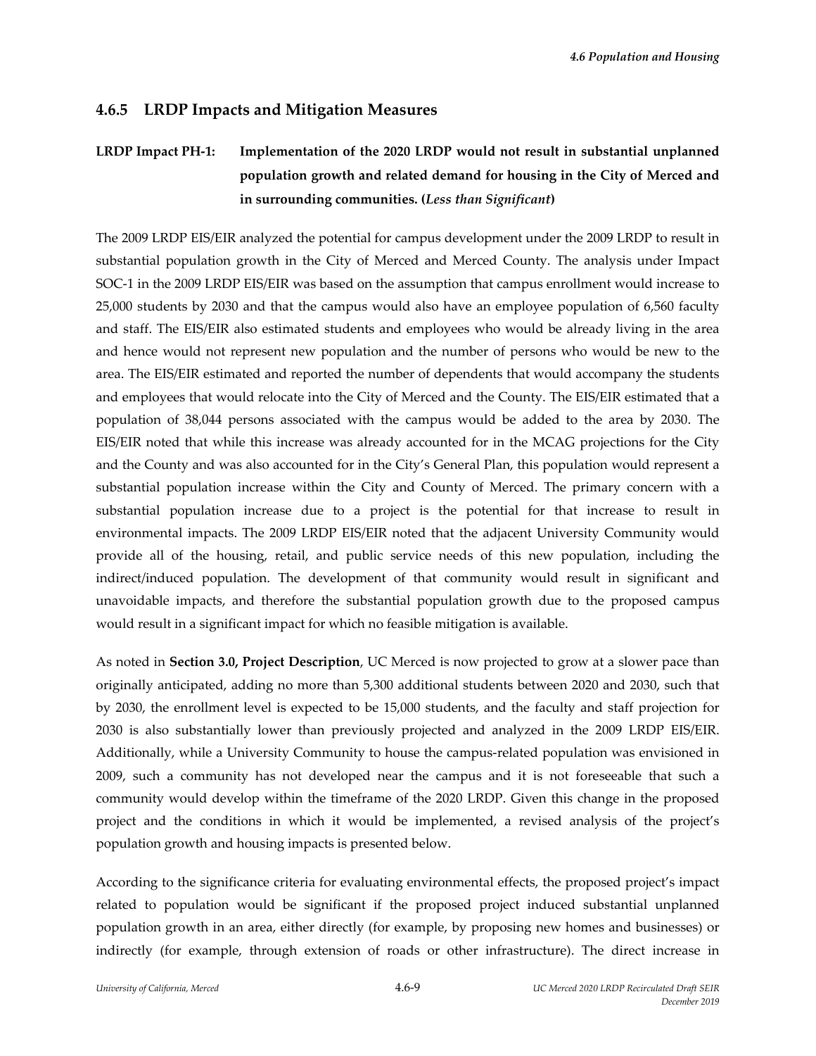### 4.6.5 LRDP Impacts and Mitigation Measures

**LRDP Impact PH-1: Implementation of the 2020 LRDP would not result in substantial unplanned population growth and related demand for housing in the City of Merced and in surrounding communities. (*Less than Significant*)**

The 2009 LRDP EIS/EIR analyzed the potential for campus development under the 2009 LRDP to result in substantial population growth in the City of Merced and Merced County. The analysis under Impact SOC-1 in the 2009 LRDP EIS/EIR was based on the assumption that campus enrollment would increase to 25,000 students by 2030 and that the campus would also have an employee population of 6,560 faculty and staff. The EIS/EIR also estimated students and employees who would be already living in the area and hence would not represent new population and the number of persons who would be new to the area. The EIS/EIR estimated and reported the number of dependents that would accompany the students and employees that would relocate into the City of Merced and the County. The EIS/EIR estimated that a population of 38,044 persons associated with the campus would be added to the area by 2030. The EIS/EIR noted that while this increase was already accounted for in the MCAG projections for the City and the County and was also accounted for in the City's General Plan, this population would represent a substantial population increase within the City and County of Merced. The primary concern with a substantial population increase due to a project is the potential for that increase to result in environmental impacts. The 2009 LRDP EIS/EIR noted that the adjacent University Community would provide all of the housing, retail, and public service needs of this new population, including the indirect/induced population. The development of that community would result in significant and unavoidable impacts, and therefore the substantial population growth due to the proposed campus would result in a significant impact for which no feasible mitigation is available.

As noted in **Section 3.0, Project Description**, UC Merced is now projected to grow at a slower pace than originally anticipated, adding no more than 5,300 additional students between 2020 and 2030, such that by 2030, the enrollment level is expected to be 15,000 students, and the faculty and staff projection for 2030 is also substantially lower than previously projected and analyzed in the 2009 LRDP EIS/EIR. Additionally, while a University Community to house the campus-related population was envisioned in 2009, such a community has not developed near the campus and it is not foreseeable that such a community would develop within the timeframe of the 2020 LRDP. Given this change in the proposed project and the conditions in which it would be implemented, a revised analysis of the project's population growth and housing impacts is presented below.

According to the significance criteria for evaluating environmental effects, the proposed project's impact related to population would be significant if the proposed project induced substantial unplanned population growth in an area, either directly (for example, by proposing new homes and businesses) or indirectly (for example, through extension of roads or other infrastructure). The direct increase in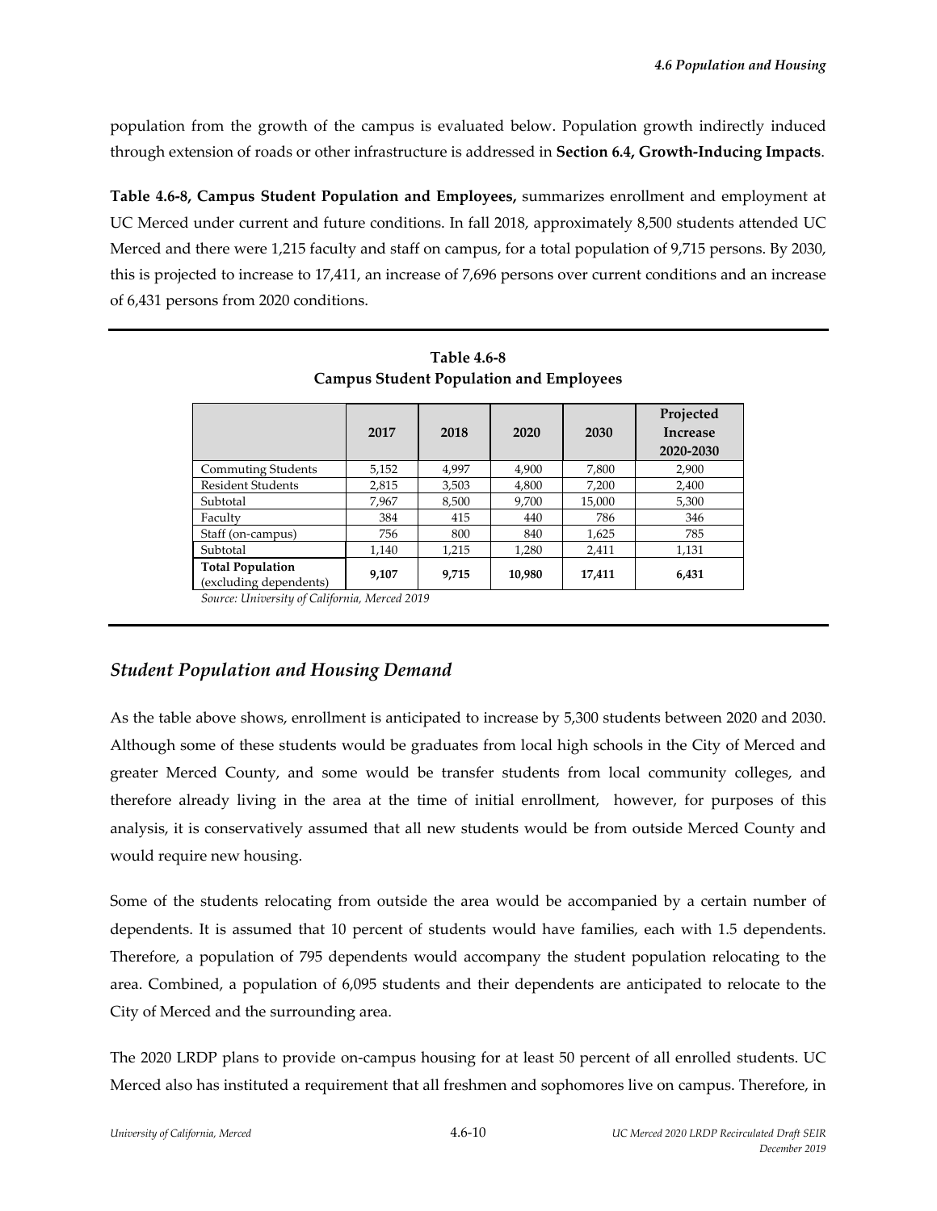population from the growth of the campus is evaluated below. Population growth indirectly induced through extension of roads or other infrastructure is addressed in **Section 6.4, Growth-Inducing Impacts**.

**Table 4.6-8, Campus Student Population and Employees,** summarizes enrollment and employment at UC Merced under current and future conditions. In fall 2018, approximately 8,500 students attended UC Merced and there were 1,215 faculty and staff on campus, for a total population of 9,715 persons. By 2030, this is projected to increase to 17,411, an increase of 7,696 persons over current conditions and an increase of 6,431 persons from 2020 conditions.

**Table 4.6-8**
**Campus Student Population and Employees**

| | 2017 | 2018 | 2020 | 2030 | Projected Increase 2020-2030 |
|---|---|---|---|---|---|
| Commuting Students | 5,152 | 4,997 | 4,900 | 7,800 | 2,900 |
| Resident Students | 2,815 | 3,503 | 4,800 | 7,200 | 2,400 |
| Subtotal | 7,967 | 8,500 | 9,700 | 15,000 | 5,300 |
| Faculty | 384 | 415 | 440 | 786 | 346 |
| Staff (on-campus) | 756 | 800 | 840 | 1,625 | 785 |
| Subtotal | 1,140 | 1,215 | 1,280 | 2,411 | 1,131 |
| **Total Population** (excluding dependents) | **9,107** | **9,715** | **10,980** | **17,411** | **6,431** |

*Source: University of California, Merced 2019*

## *Student Population and Housing Demand*

As the table above shows, enrollment is anticipated to increase by 5,300 students between 2020 and 2030. Although some of these students would be graduates from local high schools in the City of Merced and greater Merced County, and some would be transfer students from local community colleges, and therefore already living in the area at the time of initial enrollment, however, for purposes of this analysis, it is conservatively assumed that all new students would be from outside Merced County and would require new housing.

Some of the students relocating from outside the area would be accompanied by a certain number of dependents. It is assumed that 10 percent of students would have families, each with 1.5 dependents. Therefore, a population of 795 dependents would accompany the student population relocating to the area. Combined, a population of 6,095 students and their dependents are anticipated to relocate to the City of Merced and the surrounding area.

The 2020 LRDP plans to provide on-campus housing for at least 50 percent of all enrolled students. UC Merced also has instituted a requirement that all freshmen and sophomores live on campus. Therefore, in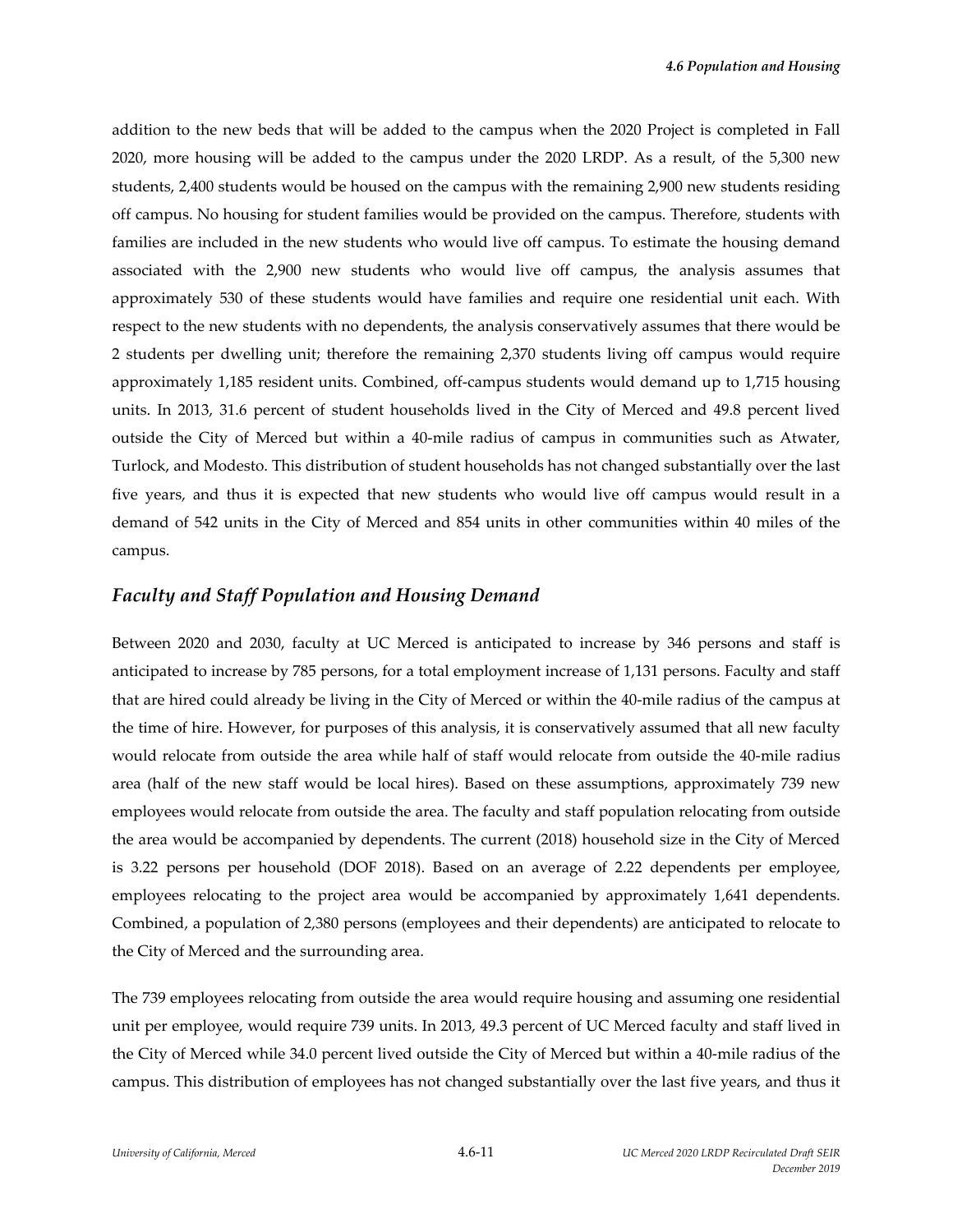addition to the new beds that will be added to the campus when the 2020 Project is completed in Fall 2020, more housing will be added to the campus under the 2020 LRDP. As a result, of the 5,300 new students, 2,400 students would be housed on the campus with the remaining 2,900 new students residing off campus. No housing for student families would be provided on the campus. Therefore, students with families are included in the new students who would live off campus. To estimate the housing demand associated with the 2,900 new students who would live off campus, the analysis assumes that approximately 530 of these students would have families and require one residential unit each. With respect to the new students with no dependents, the analysis conservatively assumes that there would be 2 students per dwelling unit; therefore the remaining 2,370 students living off campus would require approximately 1,185 resident units. Combined, off-campus students would demand up to 1,715 housing units. In 2013, 31.6 percent of student households lived in the City of Merced and 49.8 percent lived outside the City of Merced but within a 40-mile radius of campus in communities such as Atwater, Turlock, and Modesto. This distribution of student households has not changed substantially over the last five years, and thus it is expected that new students who would live off campus would result in a demand of 542 units in the City of Merced and 854 units in other communities within 40 miles of the campus.

## *Faculty and Staff Population and Housing Demand*

Between 2020 and 2030, faculty at UC Merced is anticipated to increase by 346 persons and staff is anticipated to increase by 785 persons, for a total employment increase of 1,131 persons. Faculty and staff that are hired could already be living in the City of Merced or within the 40-mile radius of the campus at the time of hire. However, for purposes of this analysis, it is conservatively assumed that all new faculty would relocate from outside the area while half of staff would relocate from outside the 40-mile radius area (half of the new staff would be local hires). Based on these assumptions, approximately 739 new employees would relocate from outside the area. The faculty and staff population relocating from outside the area would be accompanied by dependents. The current (2018) household size in the City of Merced is 3.22 persons per household (DOF 2018). Based on an average of 2.22 dependents per employee, employees relocating to the project area would be accompanied by approximately 1,641 dependents. Combined, a population of 2,380 persons (employees and their dependents) are anticipated to relocate to the City of Merced and the surrounding area.

The 739 employees relocating from outside the area would require housing and assuming one residential unit per employee, would require 739 units. In 2013, 49.3 percent of UC Merced faculty and staff lived in the City of Merced while 34.0 percent lived outside the City of Merced but within a 40-mile radius of the campus. This distribution of employees has not changed substantially over the last five years, and thus it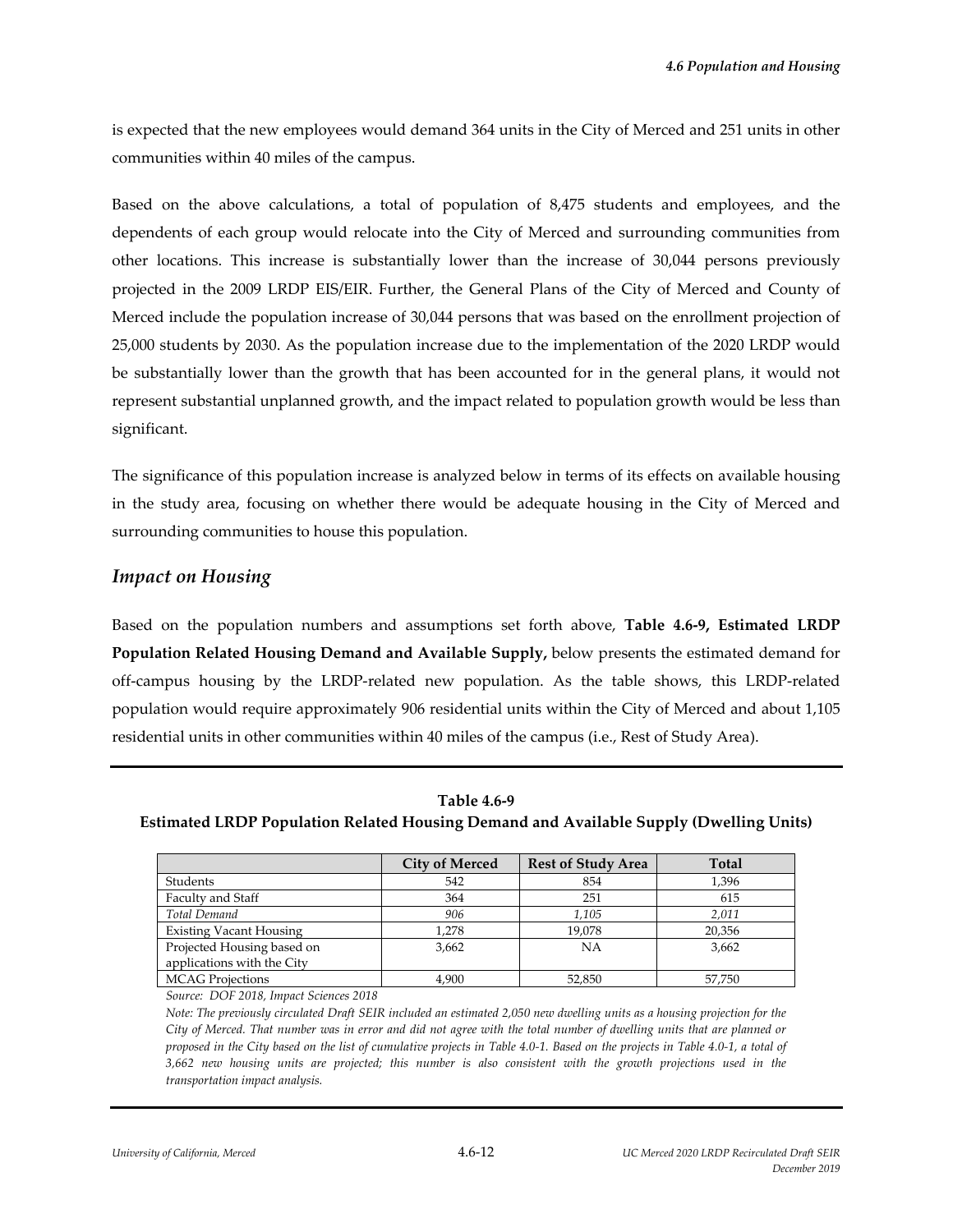is expected that the new employees would demand 364 units in the City of Merced and 251 units in other communities within 40 miles of the campus.

Based on the above calculations, a total of population of 8,475 students and employees, and the dependents of each group would relocate into the City of Merced and surrounding communities from other locations. This increase is substantially lower than the increase of 30,044 persons previously projected in the 2009 LRDP EIS/EIR. Further, the General Plans of the City of Merced and County of Merced include the population increase of 30,044 persons that was based on the enrollment projection of 25,000 students by 2030. As the population increase due to the implementation of the 2020 LRDP would be substantially lower than the growth that has been accounted for in the general plans, it would not represent substantial unplanned growth, and the impact related to population growth would be less than significant.

The significance of this population increase is analyzed below in terms of its effects on available housing in the study area, focusing on whether there would be adequate housing in the City of Merced and surrounding communities to house this population.

### *Impact on Housing*

Based on the population numbers and assumptions set forth above, **Table 4.6-9, Estimated LRDP Population Related Housing Demand and Available Supply,** below presents the estimated demand for off-campus housing by the LRDP-related new population. As the table shows, this LRDP-related population would require approximately 906 residential units within the City of Merced and about 1,105 residential units in other communities within 40 miles of the campus (i.e., Rest of Study Area).

**Table 4.6-9**
**Estimated LRDP Population Related Housing Demand and Available Supply (Dwelling Units)**

| | City of Merced | Rest of Study Area | Total |
|---|---|---|---|
| Students | 542 | 854 | 1,396 |
| Faculty and Staff | 364 | 251 | 615 |
| *Total Demand* | *906* | *1,105* | *2,011* |
| Existing Vacant Housing | 1,278 | 19,078 | 20,356 |
| Projected Housing based on applications with the City | 3,662 | NA | 3,662 |
| MCAG Projections | 4,900 | 52,850 | 57,750 |

*Source: DOF 2018, Impact Sciences 2018*

*Note: The previously circulated Draft SEIR included an estimated 2,050 new dwelling units as a housing projection for the City of Merced. That number was in error and did not agree with the total number of dwelling units that are planned or proposed in the City based on the list of cumulative projects in Table 4.0-1. Based on the projects in Table 4.0-1, a total of 3,662 new housing units are projected; this number is also consistent with the growth projections used in the transportation impact analysis.*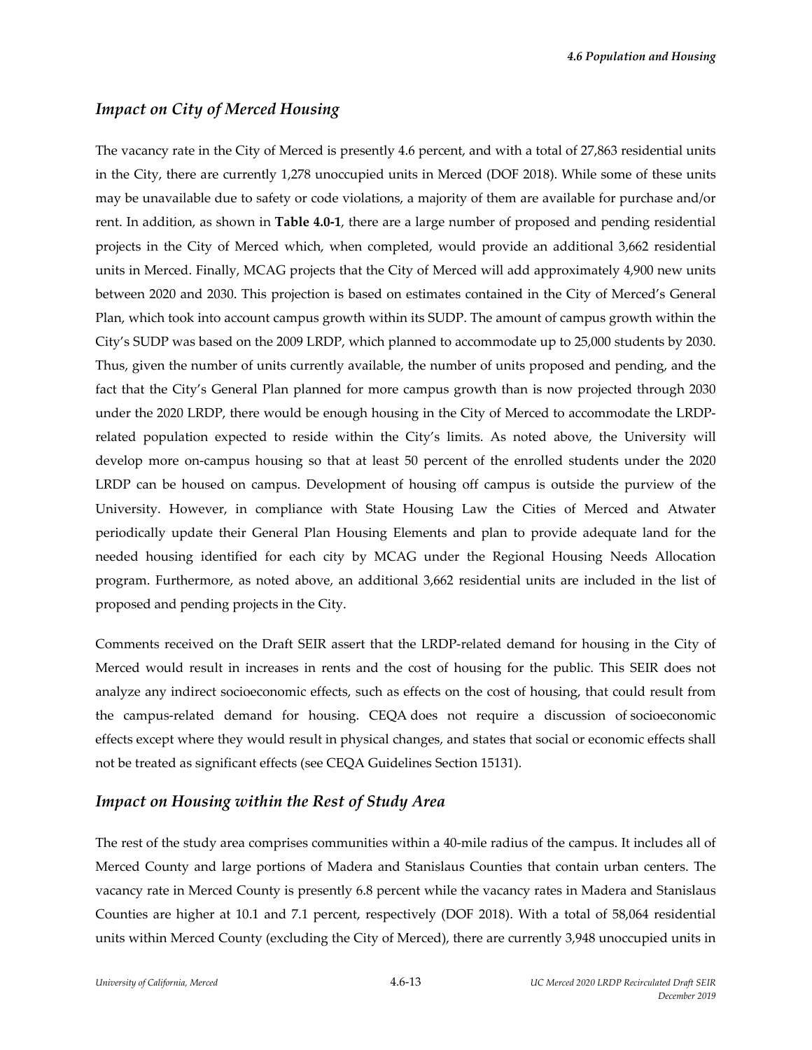## *Impact on City of Merced Housing*

The vacancy rate in the City of Merced is presently 4.6 percent, and with a total of 27,863 residential units in the City, there are currently 1,278 unoccupied units in Merced (DOF 2018). While some of these units may be unavailable due to safety or code violations, a majority of them are available for purchase and/or rent. In addition, as shown in **Table 4.0-1**, there are a large number of proposed and pending residential projects in the City of Merced which, when completed, would provide an additional 3,662 residential units in Merced. Finally, MCAG projects that the City of Merced will add approximately 4,900 new units between 2020 and 2030. This projection is based on estimates contained in the City of Merced's General Plan, which took into account campus growth within its SUDP. The amount of campus growth within the City's SUDP was based on the 2009 LRDP, which planned to accommodate up to 25,000 students by 2030. Thus, given the number of units currently available, the number of units proposed and pending, and the fact that the City's General Plan planned for more campus growth than is now projected through 2030 under the 2020 LRDP, there would be enough housing in the City of Merced to accommodate the LRDP-related population expected to reside within the City's limits. As noted above, the University will develop more on-campus housing so that at least 50 percent of the enrolled students under the 2020 LRDP can be housed on campus. Development of housing off campus is outside the purview of the University. However, in compliance with State Housing Law the Cities of Merced and Atwater periodically update their General Plan Housing Elements and plan to provide adequate land for the needed housing identified for each city by MCAG under the Regional Housing Needs Allocation program. Furthermore, as noted above, an additional 3,662 residential units are included in the list of proposed and pending projects in the City.

Comments received on the Draft SEIR assert that the LRDP-related demand for housing in the City of Merced would result in increases in rents and the cost of housing for the public. This SEIR does not analyze any indirect socioeconomic effects, such as effects on the cost of housing, that could result from the campus-related demand for housing. CEQA does not require a discussion of socioeconomic effects except where they would result in physical changes, and states that social or economic effects shall not be treated as significant effects (see CEQA Guidelines Section 15131).

## *Impact on Housing within the Rest of Study Area*

The rest of the study area comprises communities within a 40-mile radius of the campus. It includes all of Merced County and large portions of Madera and Stanislaus Counties that contain urban centers. The vacancy rate in Merced County is presently 6.8 percent while the vacancy rates in Madera and Stanislaus Counties are higher at 10.1 and 7.1 percent, respectively (DOF 2018). With a total of 58,064 residential units within Merced County (excluding the City of Merced), there are currently 3,948 unoccupied units in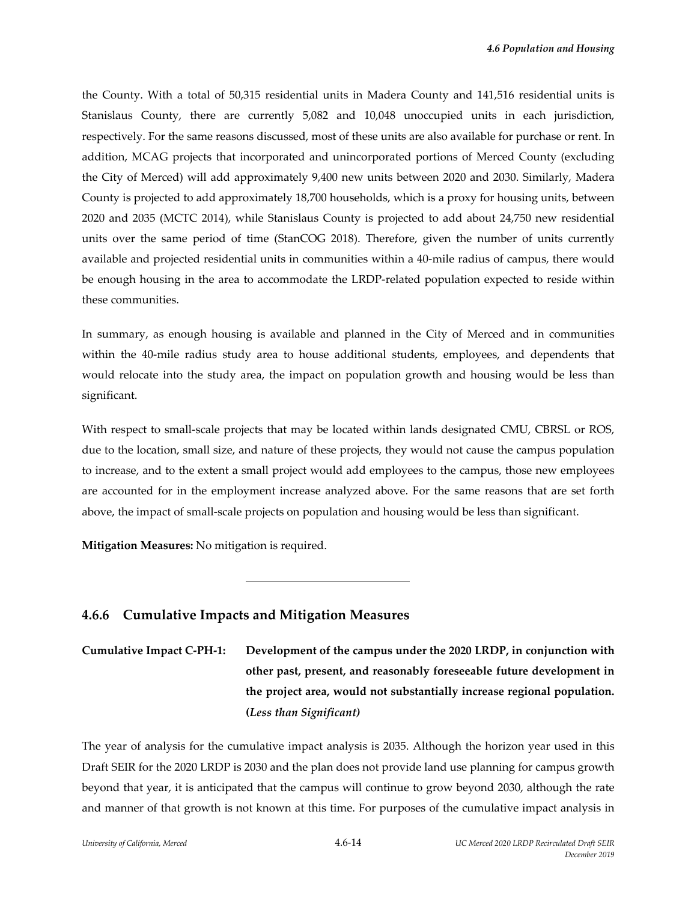the County. With a total of 50,315 residential units in Madera County and 141,516 residential units is Stanislaus County, there are currently 5,082 and 10,048 unoccupied units in each jurisdiction, respectively. For the same reasons discussed, most of these units are also available for purchase or rent. In addition, MCAG projects that incorporated and unincorporated portions of Merced County (excluding the City of Merced) will add approximately 9,400 new units between 2020 and 2030. Similarly, Madera County is projected to add approximately 18,700 households, which is a proxy for housing units, between 2020 and 2035 (MCTC 2014), while Stanislaus County is projected to add about 24,750 new residential units over the same period of time (StanCOG 2018). Therefore, given the number of units currently available and projected residential units in communities within a 40-mile radius of campus, there would be enough housing in the area to accommodate the LRDP-related population expected to reside within these communities.

In summary, as enough housing is available and planned in the City of Merced and in communities within the 40-mile radius study area to house additional students, employees, and dependents that would relocate into the study area, the impact on population growth and housing would be less than significant.

With respect to small-scale projects that may be located within lands designated CMU, CBRSL or ROS, due to the location, small size, and nature of these projects, they would not cause the campus population to increase, and to the extent a small project would add employees to the campus, those new employees are accounted for in the employment increase analyzed above. For the same reasons that are set forth above, the impact of small-scale projects on population and housing would be less than significant.

**Mitigation Measures:** No mitigation is required.

---

## 4.6.6 Cumulative Impacts and Mitigation Measures

**Cumulative Impact C-PH-1: Development of the campus under the 2020 LRDP, in conjunction with other past, present, and reasonably foreseeable future development in the project area, would not substantially increase regional population. (*Less than Significant)***

The year of analysis for the cumulative impact analysis is 2035. Although the horizon year used in this Draft SEIR for the 2020 LRDP is 2030 and the plan does not provide land use planning for campus growth beyond that year, it is anticipated that the campus will continue to grow beyond 2030, although the rate and manner of that growth is not known at this time. For purposes of the cumulative impact analysis in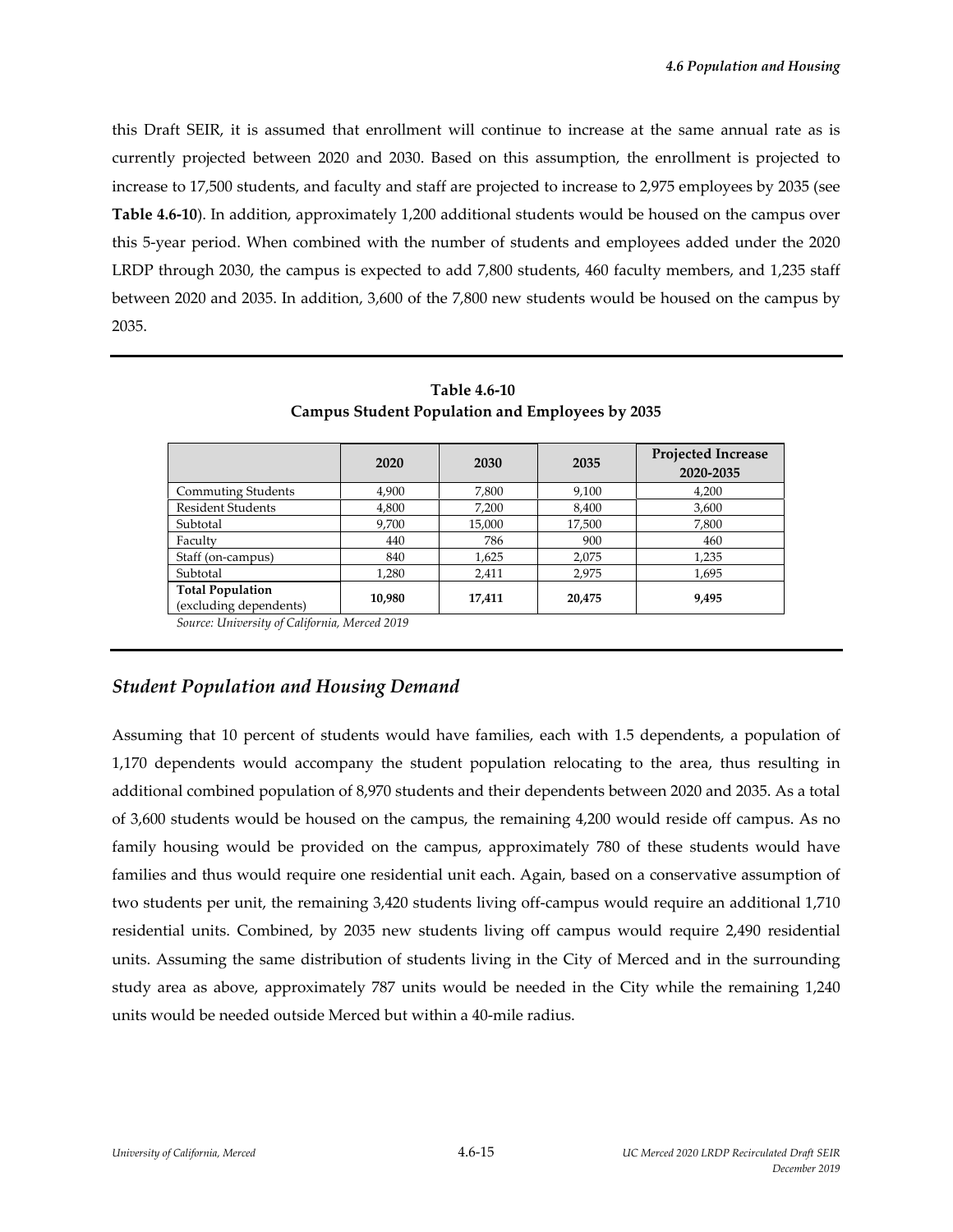this Draft SEIR, it is assumed that enrollment will continue to increase at the same annual rate as is currently projected between 2020 and 2030. Based on this assumption, the enrollment is projected to increase to 17,500 students, and faculty and staff are projected to increase to 2,975 employees by 2035 (see **Table 4.6-10**). In addition, approximately 1,200 additional students would be housed on the campus over this 5-year period. When combined with the number of students and employees added under the 2020 LRDP through 2030, the campus is expected to add 7,800 students, 460 faculty members, and 1,235 staff between 2020 and 2035. In addition, 3,600 of the 7,800 new students would be housed on the campus by 2035.

**Table 4.6-10**
**Campus Student Population and Employees by 2035**

| | 2020 | 2030 | 2035 | Projected Increase 2020-2035 |
|---|---|---|---|---|
| Commuting Students | 4,900 | 7,800 | 9,100 | 4,200 |
| Resident Students | 4,800 | 7,200 | 8,400 | 3,600 |
| Subtotal | 9,700 | 15,000 | 17,500 | 7,800 |
| Faculty | 440 | 786 | 900 | 460 |
| Staff (on-campus) | 840 | 1,625 | 2,075 | 1,235 |
| Subtotal | 1,280 | 2,411 | 2,975 | 1,695 |
| **Total Population** (excluding dependents) | **10,980** | **17,411** | **20,475** | **9,495** |

*Source: University of California, Merced 2019*

## *Student Population and Housing Demand*

Assuming that 10 percent of students would have families, each with 1.5 dependents, a population of 1,170 dependents would accompany the student population relocating to the area, thus resulting in additional combined population of 8,970 students and their dependents between 2020 and 2035. As a total of 3,600 students would be housed on the campus, the remaining 4,200 would reside off campus. As no family housing would be provided on the campus, approximately 780 of these students would have families and thus would require one residential unit each. Again, based on a conservative assumption of two students per unit, the remaining 3,420 students living off-campus would require an additional 1,710 residential units. Combined, by 2035 new students living off campus would require 2,490 residential units. Assuming the same distribution of students living in the City of Merced and in the surrounding study area as above, approximately 787 units would be needed in the City while the remaining 1,240 units would be needed outside Merced but within a 40-mile radius.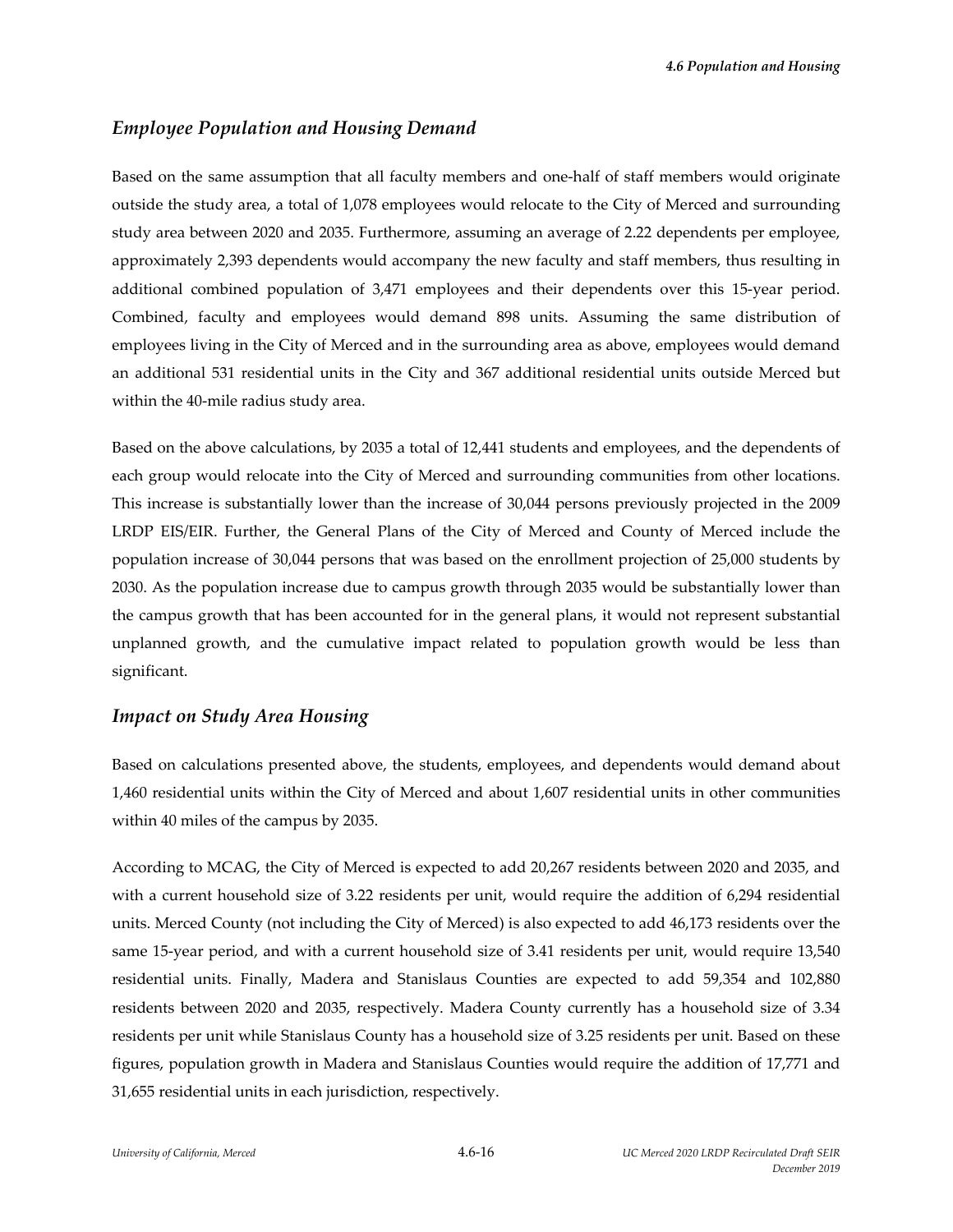### *Employee Population and Housing Demand*

Based on the same assumption that all faculty members and one-half of staff members would originate outside the study area, a total of 1,078 employees would relocate to the City of Merced and surrounding study area between 2020 and 2035. Furthermore, assuming an average of 2.22 dependents per employee, approximately 2,393 dependents would accompany the new faculty and staff members, thus resulting in additional combined population of 3,471 employees and their dependents over this 15-year period. Combined, faculty and employees would demand 898 units. Assuming the same distribution of employees living in the City of Merced and in the surrounding area as above, employees would demand an additional 531 residential units in the City and 367 additional residential units outside Merced but within the 40-mile radius study area.

Based on the above calculations, by 2035 a total of 12,441 students and employees, and the dependents of each group would relocate into the City of Merced and surrounding communities from other locations. This increase is substantially lower than the increase of 30,044 persons previously projected in the 2009 LRDP EIS/EIR. Further, the General Plans of the City of Merced and County of Merced include the population increase of 30,044 persons that was based on the enrollment projection of 25,000 students by 2030. As the population increase due to campus growth through 2035 would be substantially lower than the campus growth that has been accounted for in the general plans, it would not represent substantial unplanned growth, and the cumulative impact related to population growth would be less than significant.

### *Impact on Study Area Housing*

Based on calculations presented above, the students, employees, and dependents would demand about 1,460 residential units within the City of Merced and about 1,607 residential units in other communities within 40 miles of the campus by 2035.

According to MCAG, the City of Merced is expected to add 20,267 residents between 2020 and 2035, and with a current household size of 3.22 residents per unit, would require the addition of 6,294 residential units. Merced County (not including the City of Merced) is also expected to add 46,173 residents over the same 15-year period, and with a current household size of 3.41 residents per unit, would require 13,540 residential units. Finally, Madera and Stanislaus Counties are expected to add 59,354 and 102,880 residents between 2020 and 2035, respectively. Madera County currently has a household size of 3.34 residents per unit while Stanislaus County has a household size of 3.25 residents per unit. Based on these figures, population growth in Madera and Stanislaus Counties would require the addition of 17,771 and 31,655 residential units in each jurisdiction, respectively.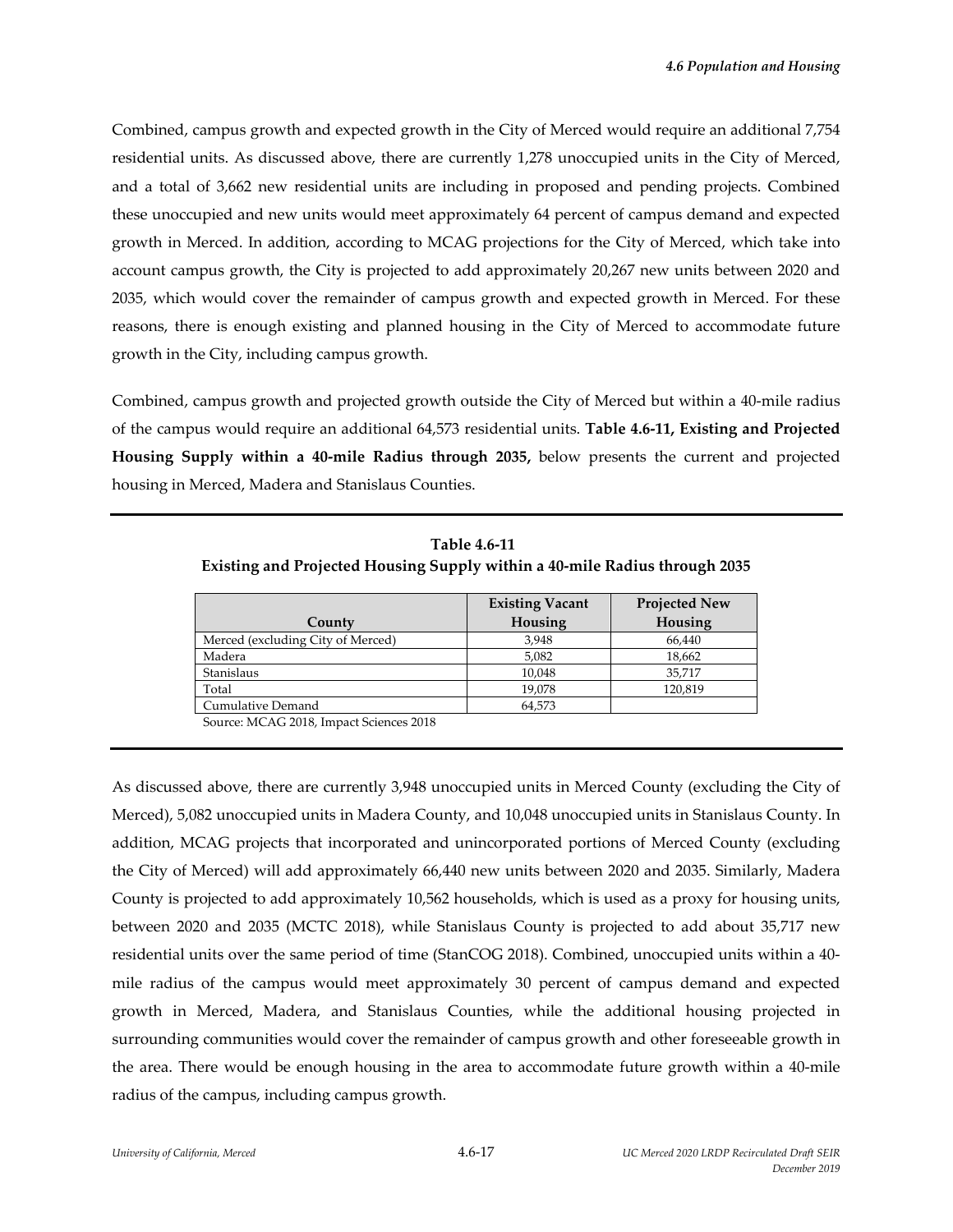Combined, campus growth and expected growth in the City of Merced would require an additional 7,754 residential units. As discussed above, there are currently 1,278 unoccupied units in the City of Merced, and a total of 3,662 new residential units are including in proposed and pending projects. Combined these unoccupied and new units would meet approximately 64 percent of campus demand and expected growth in Merced. In addition, according to MCAG projections for the City of Merced, which take into account campus growth, the City is projected to add approximately 20,267 new units between 2020 and 2035, which would cover the remainder of campus growth and expected growth in Merced. For these reasons, there is enough existing and planned housing in the City of Merced to accommodate future growth in the City, including campus growth.

Combined, campus growth and projected growth outside the City of Merced but within a 40-mile radius of the campus would require an additional 64,573 residential units. **Table 4.6-11, Existing and Projected Housing Supply within a 40-mile Radius through 2035,** below presents the current and projected housing in Merced, Madera and Stanislaus Counties.

**Table 4.6-11**
**Existing and Projected Housing Supply within a 40-mile Radius through 2035**

| County | Existing Vacant Housing | Projected New Housing |
|---|---|---|
| Merced (excluding City of Merced) | 3,948 | 66,440 |
| Madera | 5,082 | 18,662 |
| Stanislaus | 10,048 | 35,717 |
| Total | 19,078 | 120,819 |
| Cumulative Demand | 64,573 | |

Source: MCAG 2018, Impact Sciences 2018

As discussed above, there are currently 3,948 unoccupied units in Merced County (excluding the City of Merced), 5,082 unoccupied units in Madera County, and 10,048 unoccupied units in Stanislaus County. In addition, MCAG projects that incorporated and unincorporated portions of Merced County (excluding the City of Merced) will add approximately 66,440 new units between 2020 and 2035. Similarly, Madera County is projected to add approximately 10,562 households, which is used as a proxy for housing units, between 2020 and 2035 (MCTC 2018), while Stanislaus County is projected to add about 35,717 new residential units over the same period of time (StanCOG 2018). Combined, unoccupied units within a 40-mile radius of the campus would meet approximately 30 percent of campus demand and expected growth in Merced, Madera, and Stanislaus Counties, while the additional housing projected in surrounding communities would cover the remainder of campus growth and other foreseeable growth in the area. There would be enough housing in the area to accommodate future growth within a 40-mile radius of the campus, including campus growth.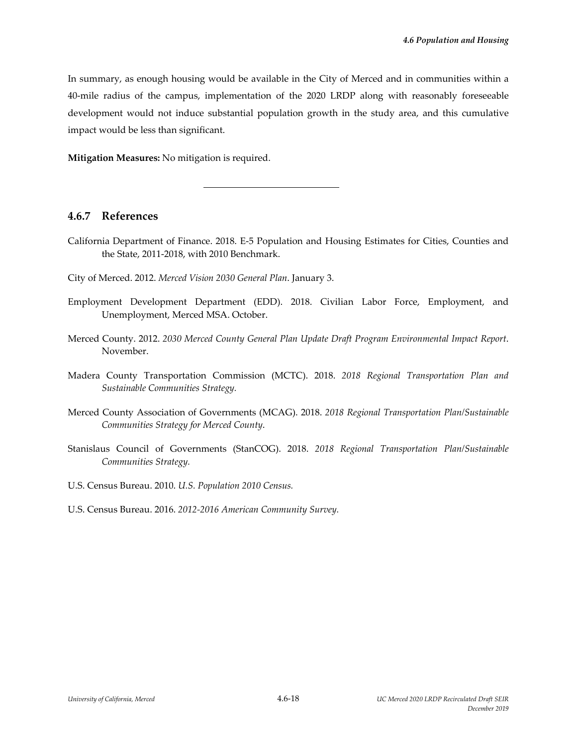In summary, as enough housing would be available in the City of Merced and in communities within a 40-mile radius of the campus, implementation of the 2020 LRDP along with reasonably foreseeable development would not induce substantial population growth in the study area, and this cumulative impact would be less than significant.

**Mitigation Measures:** No mitigation is required.

---

## 4.6.7 References

California Department of Finance. 2018. E-5 Population and Housing Estimates for Cities, Counties and the State, 2011-2018, with 2010 Benchmark.

City of Merced. 2012. *Merced Vision 2030 General Plan*. January 3.

Employment Development Department (EDD). 2018. Civilian Labor Force, Employment, and Unemployment, Merced MSA. October.

Merced County. 2012. *2030 Merced County General Plan Update Draft Program Environmental Impact Report*. November.

Madera County Transportation Commission (MCTC). 2018. *2018 Regional Transportation Plan and Sustainable Communities Strategy.*

Merced County Association of Governments (MCAG). 2018. *2018 Regional Transportation Plan/Sustainable Communities Strategy for Merced County*.

Stanislaus Council of Governments (StanCOG). 2018. *2018 Regional Transportation Plan/Sustainable Communities Strategy.*

U.S. Census Bureau. 2010. *U.S. Population 2010 Census.*

U.S. Census Bureau. 2016. *2012-2016 American Community Survey.*